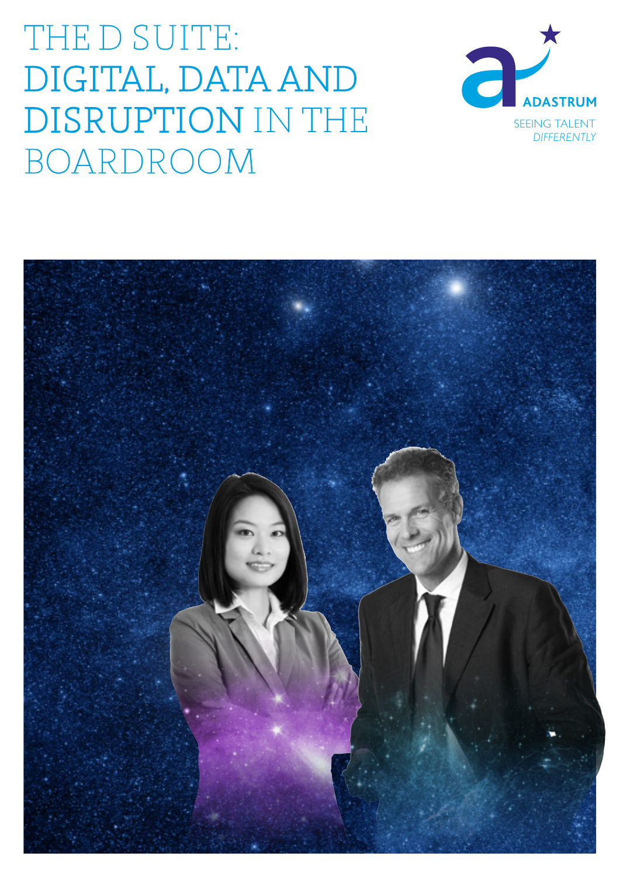# THE D SUITE: DIGITAL, DATA AND DISRUPTION IN THE BOARDROOM

ADASTRUM

SEEING TALENT *DIFFERENTLY*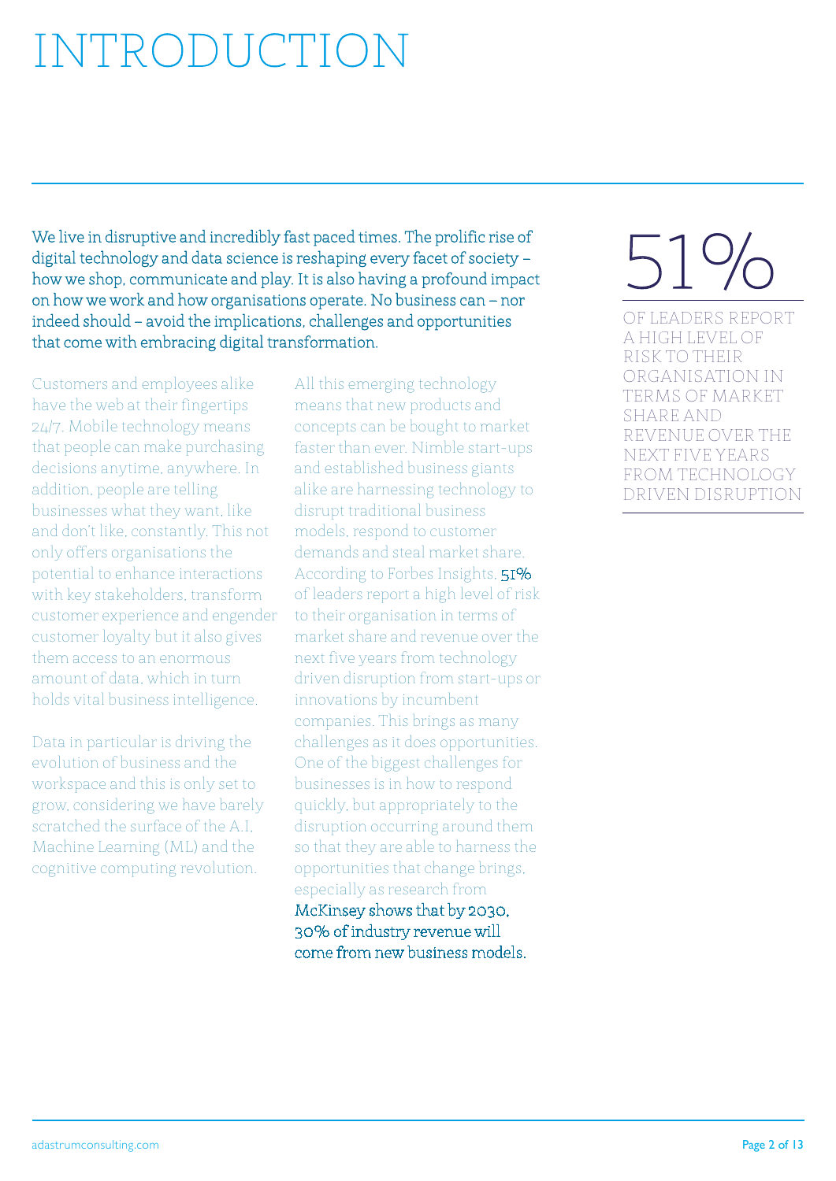# INTRODUCTION

We live in disruptive and incredibly fast paced times. The prolific rise of digital technology and data science is reshaping every facet of society – how we shop, communicate and play. It is also having a profound impact on how we work and how organisations operate. No business can – nor indeed should – avoid the implications, challenges and opportunities that come with embracing digital transformation.

Customers and employees alike have the web at their fingertips 24/7. Mobile technology means that people can make purchasing decisions anytime, anywhere. In addition, people are telling businesses what they want, like and don't like, constantly. This not only offers organisations the potential to enhance interactions with key stakeholders, transform customer experience and engender customer loyalty but it also gives them access to an enormous amount of data, which in turn holds vital business intelligence.

Data in particular is driving the evolution of business and the workspace and this is only set to grow, considering we have barely scratched the surface of the A.I, Machine Learning (ML) and the cognitive computing revolution.

All this emerging technology means that new products and concepts can be bought to market faster than ever. Nimble start-ups and established business giants alike are harnessing technology to disrupt traditional business models, respond to customer demands and steal market share. According to Forbes Insights, 51% of leaders report a high level of risk to their organisation in terms of market share and revenue over the next five years from technology driven disruption from start-ups or innovations by incumbent companies. This brings as many challenges as it does opportunities. One of the biggest challenges for businesses is in how to respond quickly, but appropriately to the disruption occurring around them so that they are able to harness the opportunities that change brings, especially as research from McKinsey shows that by 2030, 30% of industry revenue will come from new business models.

51%

OF LEADERS REPORT A HIGH LEVEL OF RISK TO THEIR ORGANISATION IN TERMS OF MARKET SHARE AND REVENUE OVER THE NEXT FIVE YEARS FROM TECHNOLOGY DRIVEN DISRUPTION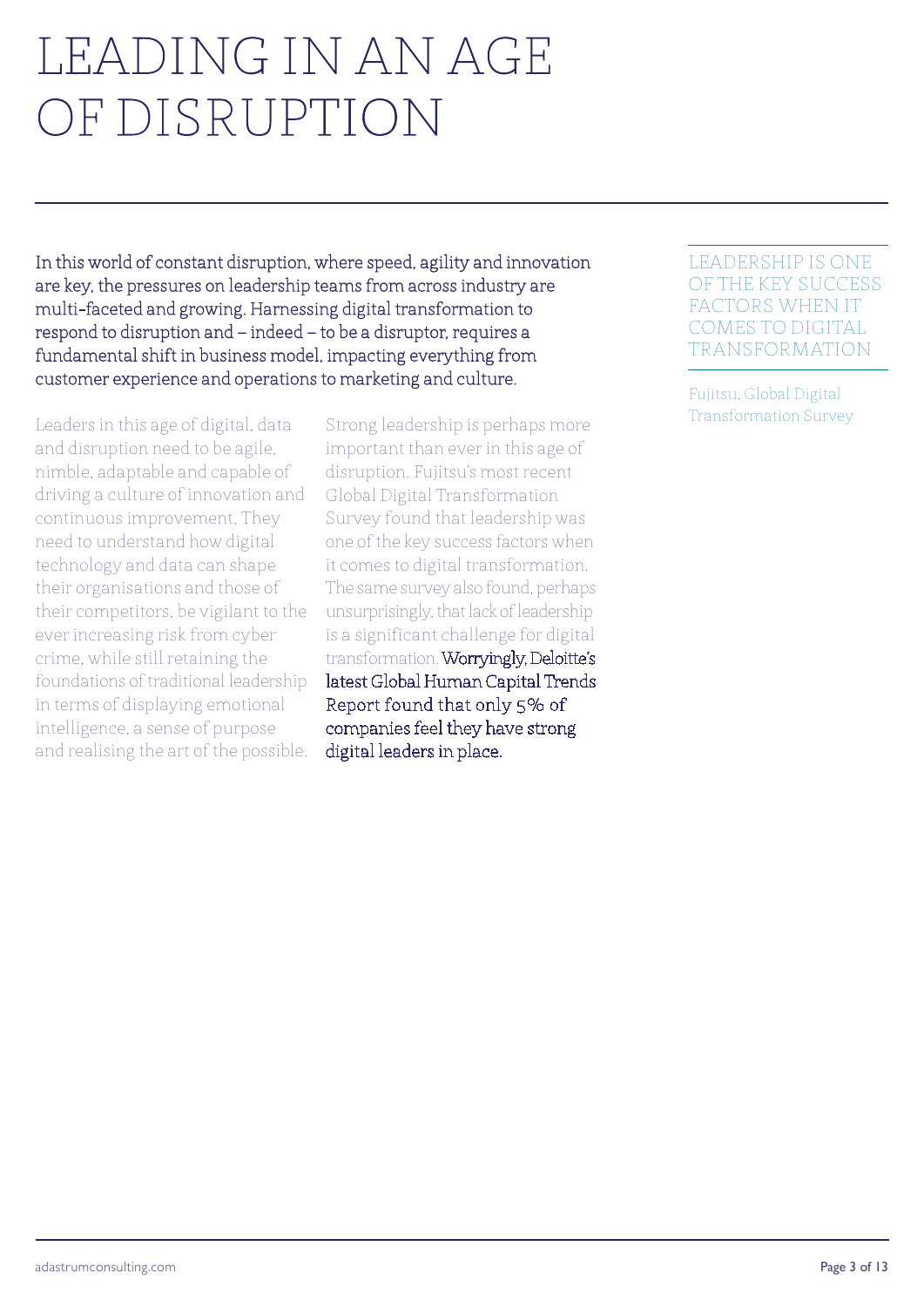# LEADING IN AN AGE OF DISRUPTION

In this world of constant disruption, where speed, agility and innovation are key, the pressures on leadership teams from across industry are multi-faceted and growing. Harnessing digital transformation to respond to disruption and – indeed – to be a disruptor, requires a fundamental shift in business model, impacting everything from customer experience and operations to marketing and culture.

Leaders in this age of digital, data and disruption need to be agile, nimble, adaptable and capable of driving a culture of innovation and continuous improvement. They need to understand how digital technology and data can shape their organisations and those of their competitors, be vigilant to the ever increasing risk from cyber crime, while still retaining the foundations of traditional leadership in terms of displaying emotional intelligence, a sense of purpose and realising the art of the possible.

Strong leadership is perhaps more important than ever in this age of disruption. Fujitsu's most recent Global Digital Transformation Survey found that leadership was one of the key success factors when it comes to digital transformation. The same survey also found, perhaps unsurprisingly, that lack of leadership is a significant challenge for digital transformation. Worryingly, Deloitte's latest Global Human Capital Trends Report found that only 5% of companies feel they have strong digital leaders in place.

LEADERSHIP IS ONE OF THE KEY SUCCESS FACTORS WHEN IT COMES TO DIGITAL TRANSFORMATION

Fujitsu, Global Digital Transformation Survey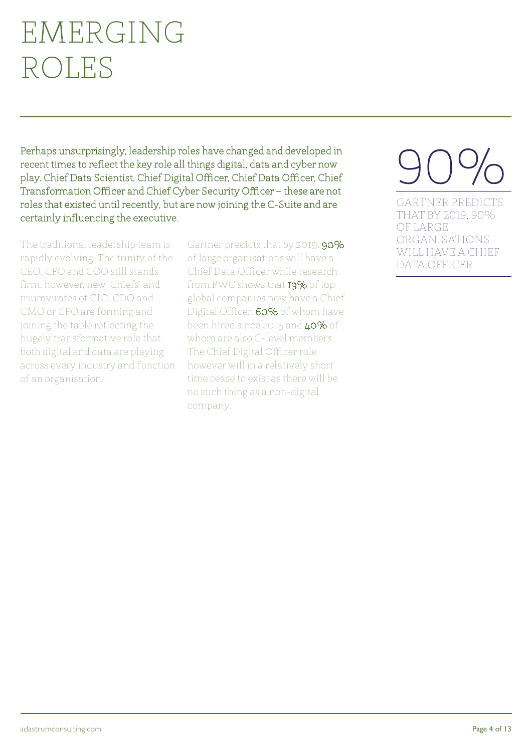# EMERGING ROLES

Perhaps unsurprisingly, leadership roles have changed and developed in recent times to reflect the key role all things digital, data and cyber now play. Chief Data Scientist, Chief Digital Officer, Chief Data Officer, Chief Transformation Officer and Chief Cyber Security Officer – these are not roles that existed until recently, but are now joining the C-Suite and are certainly influencing the executive.

The traditional leadership team is rapidly evolving. The trinity of the CEO, CFO and COO still stands firm, however, new 'Chiefs' and triumvirates of CIO, CDO and CMO or CPO are forming and joining the table reflecting the hugely transformative role that both digital and data are playing across every industry and function of an organisation.

Gartner predicts that by 2019, 90% of large organisations will have a Chief Data Officer while research from PWC shows that 19% of top global companies now have a Chief Digital Officer, 60% of whom have been hired since 2015 and 40% of whom are also C-level members. The Chief Digital Officer role however will in a relatively short time cease to exist as there will be no such thing as a non-digital company.

**90%**

GARTNER PREDICTS THAT BY 2019, 90% OF LARGE ORGANISATIONS WILL HAVE A CHIEF DATA OFFICER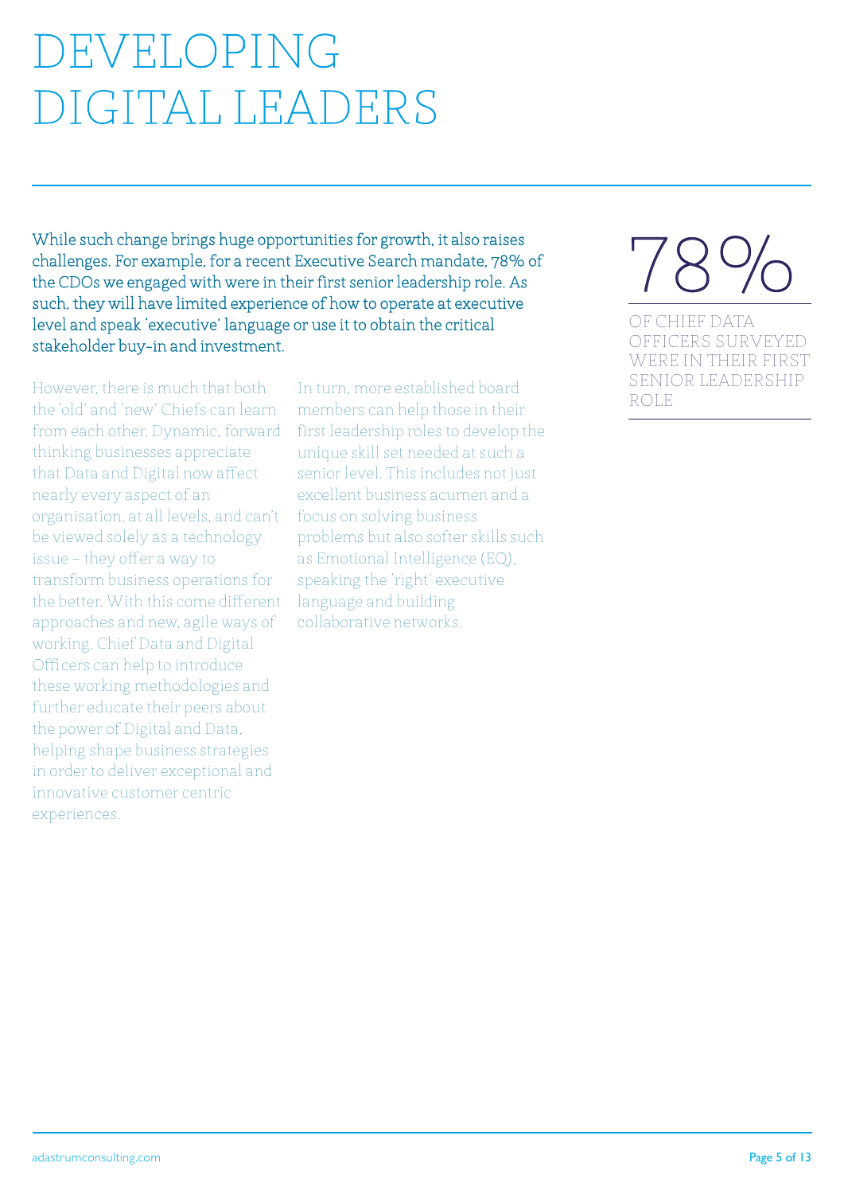# DEVELOPING DIGITAL LEADERS

While such change brings huge opportunities for growth, it also raises challenges. For example, for a recent Executive Search mandate, 78% of the CDOs we engaged with were in their first senior leadership role. As such, they will have limited experience of how to operate at executive level and speak 'executive' language or use it to obtain the critical stakeholder buy-in and investment.

**78%**

OF CHIEF DATA OFFICERS SURVEYED WERE IN THEIR FIRST SENIOR LEADERSHIP ROLE

However, there is much that both the 'old' and 'new' Chiefs can learn from each other. Dynamic, forward thinking businesses appreciate that Data and Digital now affect nearly every aspect of an organisation, at all levels, and can't be viewed solely as a technology issue – they offer a way to transform business operations for the better. With this come different approaches and new, agile ways of working. Chief Data and Digital Officers can help to introduce these working methodologies and further educate their peers about the power of Digital and Data, helping shape business strategies in order to deliver exceptional and innovative customer centric experiences.

In turn, more established board members can help those in their first leadership roles to develop the unique skill set needed at such a senior level. This includes not just excellent business acumen and a focus on solving business problems but also softer skills such as Emotional Intelligence (EQ), speaking the 'right' executive language and building collaborative networks.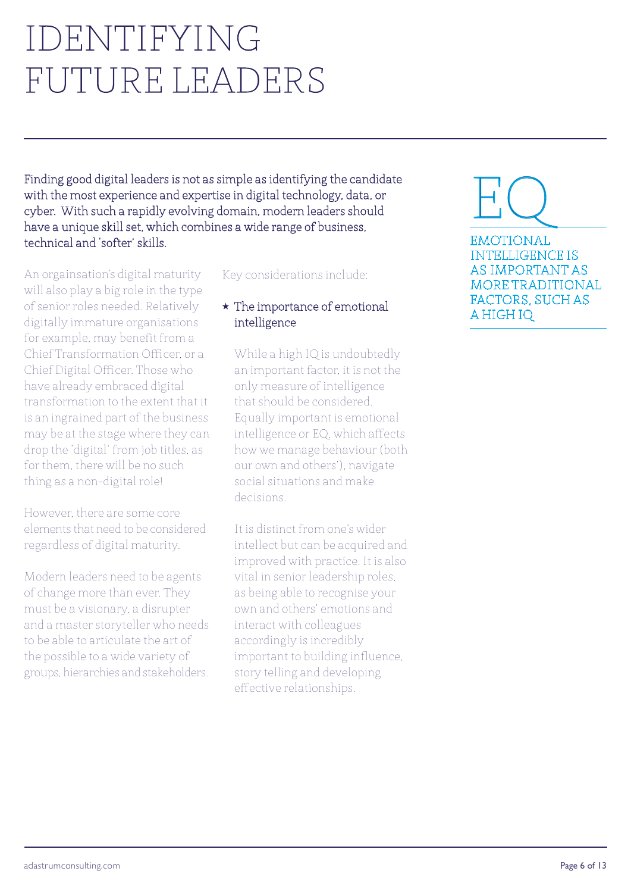# IDENTIFYING FUTURE LEADERS

Finding good digital leaders is not as simple as identifying the candidate with the most experience and expertise in digital technology, data, or cyber. With such a rapidly evolving domain, modern leaders should have a unique skill set, which combines a wide range of business, technical and 'softer' skills.

An orgainsation's digital maturity will also play a big role in the type of senior roles needed. Relatively digitally immature organisations for example, may benefit from a Chief Transformation Officer, or a Chief Digital Officer. Those who have already embraced digital transformation to the extent that it is an ingrained part of the business may be at the stage where they can drop the 'digital' from job titles, as for them, there will be no such thing as a non-digital role!

However, there are some core elements that need to be considered regardless of digital maturity.

Modern leaders need to be agents of change more than ever. They must be a visionary, a disrupter and a master storyteller who needs to be able to articulate the art of the possible to a wide variety of groups, hierarchies and stakeholders.

Key considerations include:

- The importance of emotional intelligence

While a high IQ is undoubtedly an important factor, it is not the only measure of intelligence that should be considered. Equally important is emotional intelligence or EQ, which affects how we manage behaviour (both our own and others'), navigate social situations and make decisions.

It is distinct from one's wider intellect but can be acquired and improved with practice. It is also vital in senior leadership roles, as being able to recognise your own and others' emotions and interact with colleagues accordingly is incredibly important to building influence, story telling and developing effective relationships.

EQ

EMOTIONAL INTELLIGENCE IS AS IMPORTANT AS MORE TRADITIONAL FACTORS, SUCH AS A HIGH IQ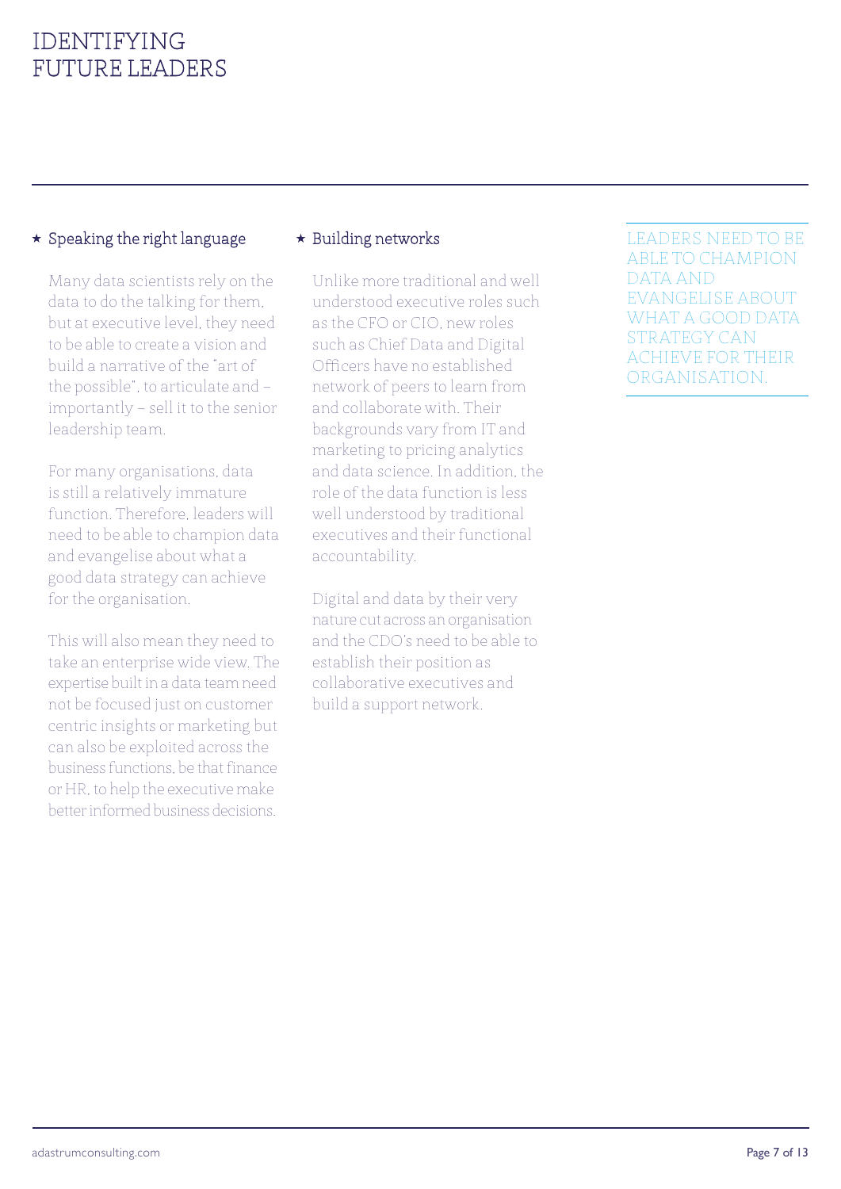# IDENTIFYING FUTURE LEADERS

### ★ Speaking the right language

Many data scientists rely on the data to do the talking for them, but at executive level, they need to be able to create a vision and build a narrative of the "art of the possible", to articulate and – importantly – sell it to the senior leadership team.

For many organisations, data is still a relatively immature function. Therefore, leaders will need to be able to champion data and evangelise about what a good data strategy can achieve for the organisation.

This will also mean they need to take an enterprise wide view. The expertise built in a data team need not be focused just on customer centric insights or marketing but can also be exploited across the business functions, be that finance or HR, to help the executive make better informed business decisions.

### ★ Building networks

Unlike more traditional and well understood executive roles such as the CFO or CIO, new roles such as Chief Data and Digital Officers have no established network of peers to learn from and collaborate with. Their backgrounds vary from IT and marketing to pricing analytics and data science. In addition, the role of the data function is less well understood by traditional executives and their functional accountability.

Digital and data by their very nature cut across an organisation and the CDO's need to be able to establish their position as collaborative executives and build a support network.

> LEADERS NEED TO BE ABLE TO CHAMPION DATA AND EVANGELISE ABOUT WHAT A GOOD DATA STRATEGY CAN ACHIEVE FOR THEIR ORGANISATION.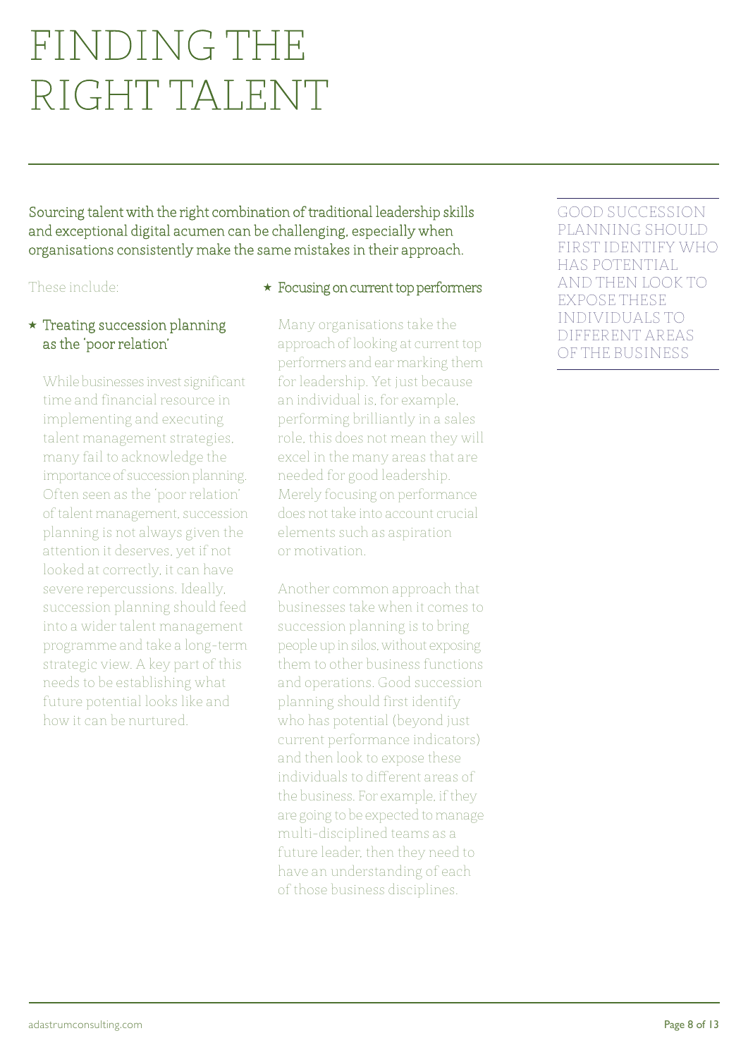# FINDING THE RIGHT TALENT

Sourcing talent with the right combination of traditional leadership skills and exceptional digital acumen can be challenging, especially when organisations consistently make the same mistakes in their approach.

These include:

- **Treating succession planning as the 'poor relation'**

  While businesses invest significant time and financial resource in implementing and executing talent management strategies, many fail to acknowledge the importance of succession planning. Often seen as the 'poor relation' of talent management, succession planning is not always given the attention it deserves, yet if not looked at correctly, it can have severe repercussions. Ideally, succession planning should feed into a wider talent management programme and take a long-term strategic view. A key part of this needs to be establishing what future potential looks like and how it can be nurtured.

- **Focusing on current top performers**

  Many organisations take the approach of looking at current top performers and ear marking them for leadership. Yet just because an individual is, for example, performing brilliantly in a sales role, this does not mean they will excel in the many areas that are needed for good leadership. Merely focusing on performance does not take into account crucial elements such as aspiration or motivation.

  Another common approach that businesses take when it comes to succession planning is to bring people up in silos, without exposing them to other business functions and operations. Good succession planning should first identify who has potential (beyond just current performance indicators) and then look to expose these individuals to different areas of the business. For example, if they are going to be expected to manage multi-disciplined teams as a future leader, then they need to have an understanding of each of those business disciplines.

> GOOD SUCCESSION PLANNING SHOULD FIRST IDENTIFY WHO HAS POTENTIAL AND THEN LOOK TO EXPOSE THESE INDIVIDUALS TO DIFFERENT AREAS OF THE BUSINESS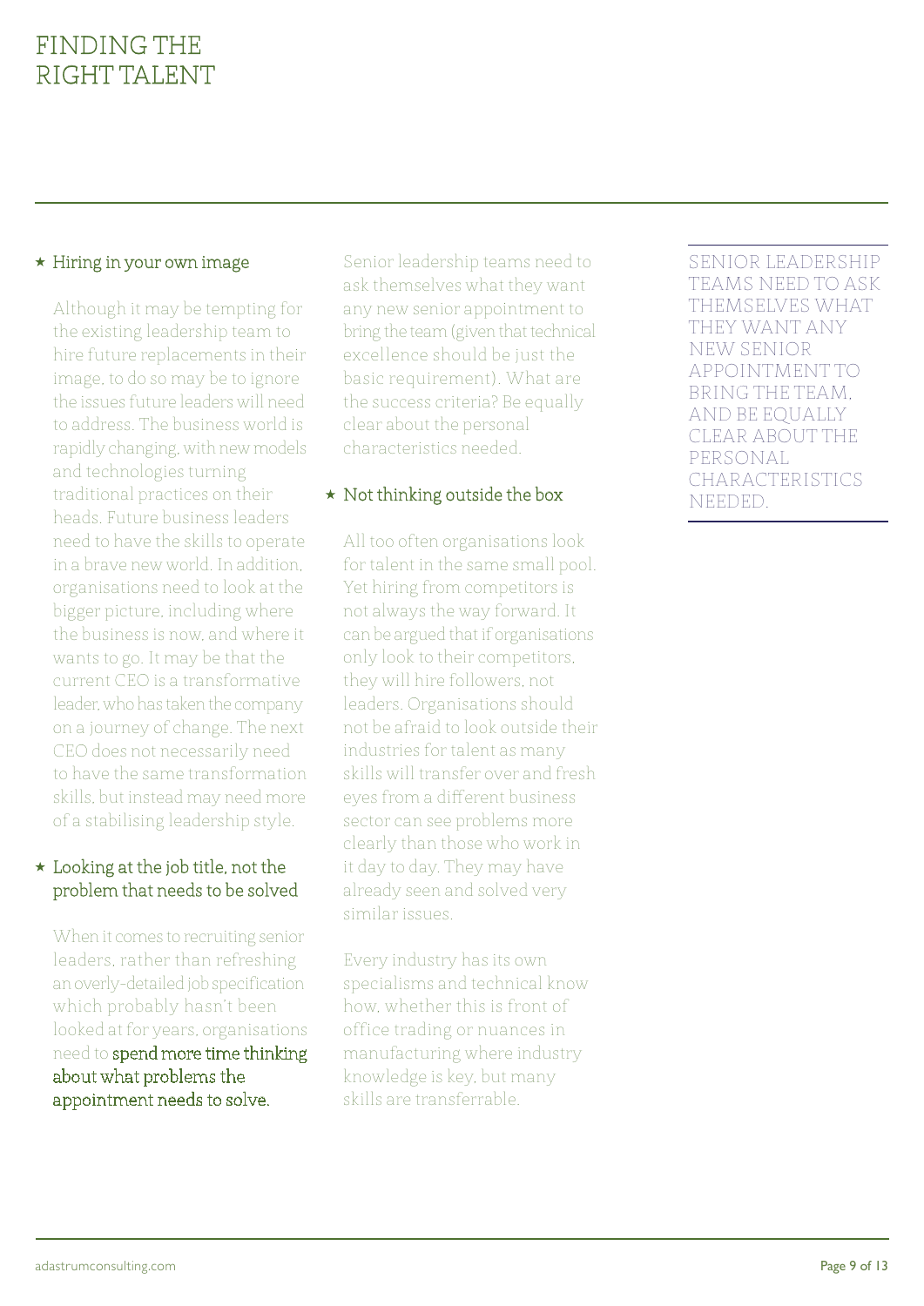# FINDING THE RIGHT TALENT

★ **Hiring in your own image**

Although it may be tempting for the existing leadership team to hire future replacements in their image, to do so may be to ignore the issues future leaders will need to address. The business world is rapidly changing, with new models and technologies turning traditional practices on their heads. Future business leaders need to have the skills to operate in a brave new world. In addition, organisations need to look at the bigger picture, including where the business is now, and where it wants to go. It may be that the current CEO is a transformative leader, who has taken the company on a journey of change. The next CEO does not necessarily need to have the same transformation skills, but instead may need more of a stabilising leadership style.

★ **Looking at the job title, not the problem that needs to be solved**

When it comes to recruiting senior leaders, rather than refreshing an overly-detailed job specification which probably hasn't been looked at for years, organisations need to **spend more time thinking about what problems the appointment needs to solve.**

Senior leadership teams need to ask themselves what they want any new senior appointment to bring the team (given that technical excellence should be just the basic requirement). What are the success criteria? Be equally clear about the personal characteristics needed.

★ **Not thinking outside the box**

All too often organisations look for talent in the same small pool. Yet hiring from competitors is not always the way forward. It can be argued that if organisations only look to their competitors, they will hire followers, not leaders. Organisations should not be afraid to look outside their industries for talent as many skills will transfer over and fresh eyes from a different business sector can see problems more clearly than those who work in it day to day. They may have already seen and solved very similar issues.

Every industry has its own specialisms and technical know how, whether this is front of office trading or nuances in manufacturing where industry knowledge is key, but many skills are transferrable.

> SENIOR LEADERSHIP TEAMS NEED TO ASK THEMSELVES WHAT THEY WANT ANY NEW SENIOR APPOINTMENT TO BRING THE TEAM, AND BE EQUALLY CLEAR ABOUT THE PERSONAL CHARACTERISTICS NEEDED.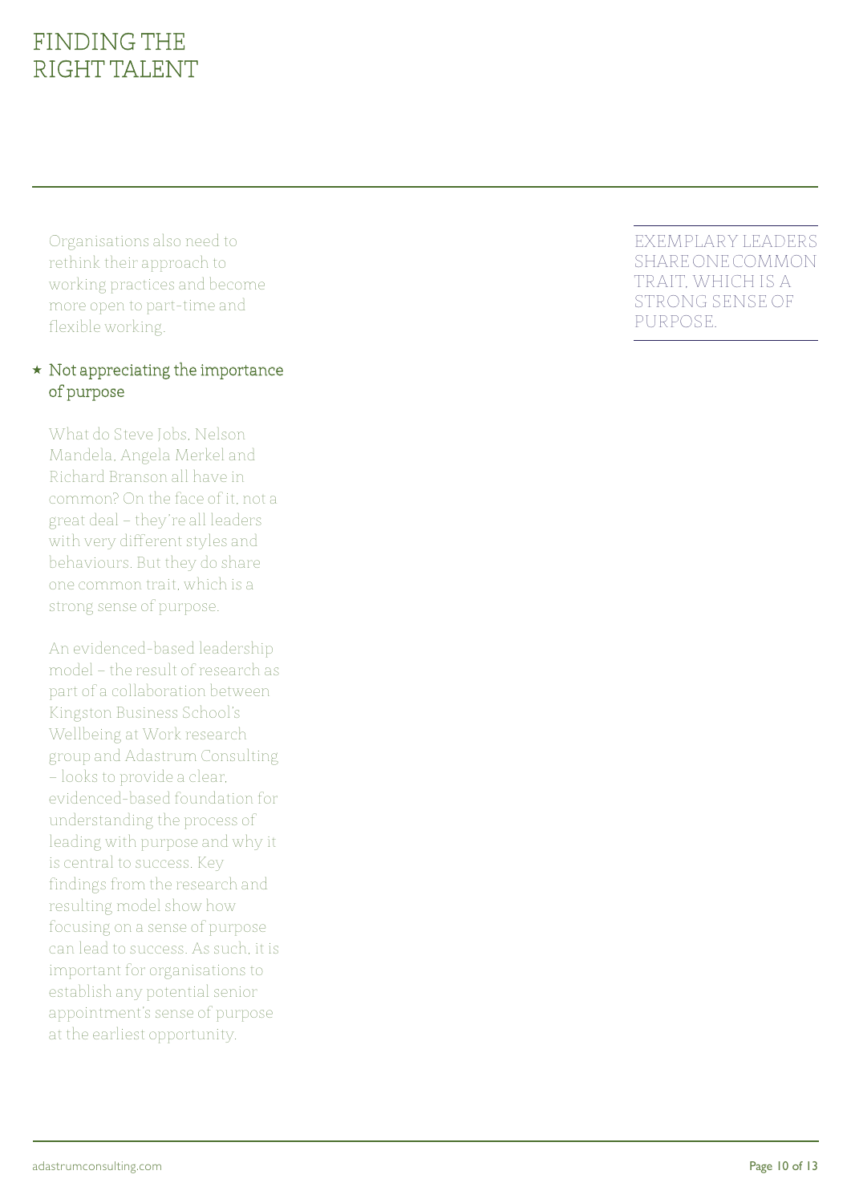# FINDING THE RIGHT TALENT

Organisations also need to rethink their approach to working practices and become more open to part-time and flexible working.

### ★ Not appreciating the importance of purpose

What do Steve Jobs, Nelson Mandela, Angela Merkel and Richard Branson all have in common? On the face of it, not a great deal – they're all leaders with very different styles and behaviours. But they do share one common trait, which is a strong sense of purpose.

An evidenced-based leadership model – the result of research as part of a collaboration between Kingston Business School's Wellbeing at Work research group and Adastrum Consulting – looks to provide a clear, evidenced-based foundation for understanding the process of leading with purpose and why it is central to success. Key findings from the research and resulting model show how focusing on a sense of purpose can lead to success. As such, it is important for organisations to establish any potential senior appointment's sense of purpose at the earliest opportunity.

> EXEMPLARY LEADERS SHARE ONE COMMON TRAIT, WHICH IS A STRONG SENSE OF PURPOSE.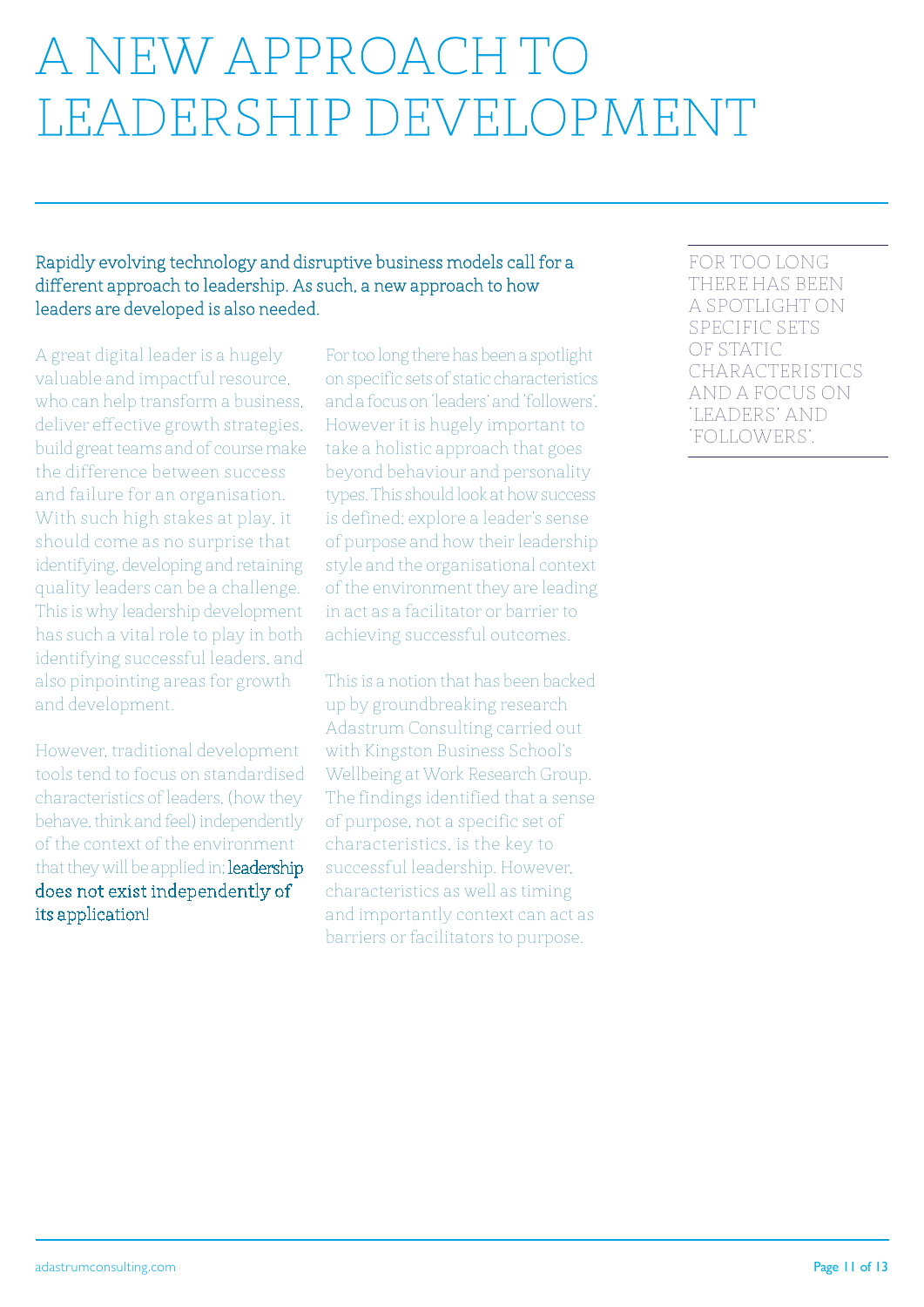# A NEW APPROACH TO LEADERSHIP DEVELOPMENT

Rapidly evolving technology and disruptive business models call for a different approach to leadership. As such, a new approach to how leaders are developed is also needed.

A great digital leader is a hugely valuable and impactful resource, who can help transform a business, deliver effective growth strategies, build great teams and of course make the difference between success and failure for an organisation. With such high stakes at play, it should come as no surprise that identifying, developing and retaining quality leaders can be a challenge. This is why leadership development has such a vital role to play in both identifying successful leaders, and also pinpointing areas for growth and development.

However, traditional development tools tend to focus on standardised characteristics of leaders, (how they behave, think and feel) independently of the context of the environment that they will be applied in; leadership does not exist independently of its application!

For too long there has been a spotlight on specific sets of static characteristics and a focus on 'leaders' and 'followers'. However it is hugely important to take a holistic approach that goes beyond behaviour and personality types. This should look at how success is defined; explore a leader's sense of purpose and how their leadership style and the organisational context of the environment they are leading in act as a facilitator or barrier to achieving successful outcomes.

This is a notion that has been backed up by groundbreaking research Adastrum Consulting carried out with Kingston Business School's Wellbeing at Work Research Group. The findings identified that a sense of purpose, not a specific set of characteristics, is the key to successful leadership. However, characteristics as well as timing and importantly context can act as barriers or facilitators to purpose.

> FOR TOO LONG THERE HAS BEEN A SPOTLIGHT ON SPECIFIC SETS OF STATIC CHARACTERISTICS AND A FOCUS ON 'LEADERS' AND 'FOLLOWERS'.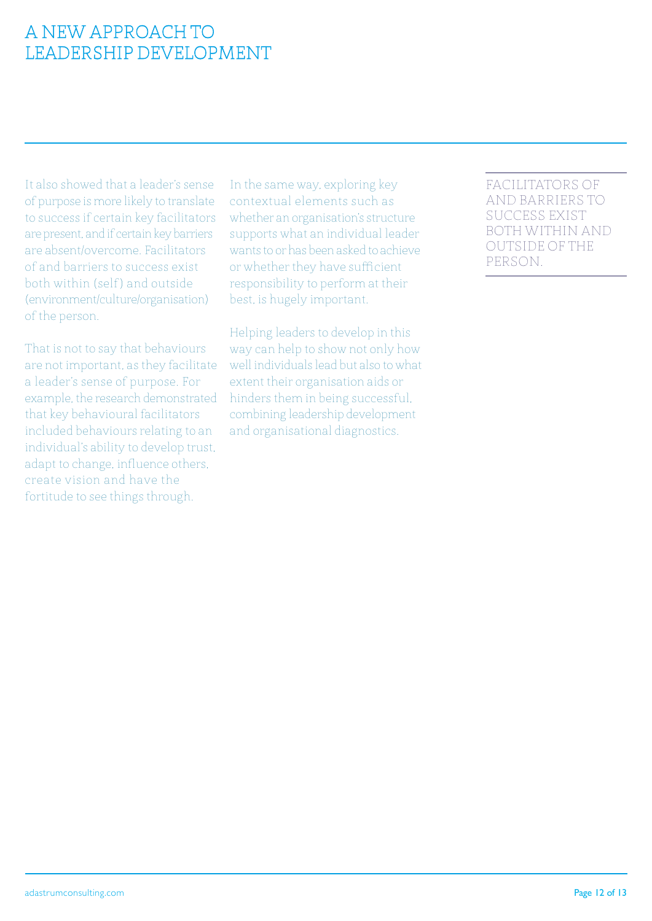# A NEW APPROACH TO LEADERSHIP DEVELOPMENT

It also showed that a leader's sense of purpose is more likely to translate to success if certain key facilitators are present, and if certain key barriers are absent/overcome. Facilitators of and barriers to success exist both within (self) and outside (environment/culture/organisation) of the person.

That is not to say that behaviours are not important, as they facilitate a leader's sense of purpose. For example, the research demonstrated that key behavioural facilitators included behaviours relating to an individual's ability to develop trust, adapt to change, influence others, create vision and have the fortitude to see things through.

In the same way, exploring key contextual elements such as whether an organisation's structure supports what an individual leader wants to or has been asked to achieve or whether they have sufficient responsibility to perform at their best, is hugely important.

Helping leaders to develop in this way can help to show not only how well individuals lead but also to what extent their organisation aids or hinders them in being successful, combining leadership development and organisational diagnostics.

FACILITATORS OF AND BARRIERS TO SUCCESS EXIST BOTH WITHIN AND OUTSIDE OF THE PERSON.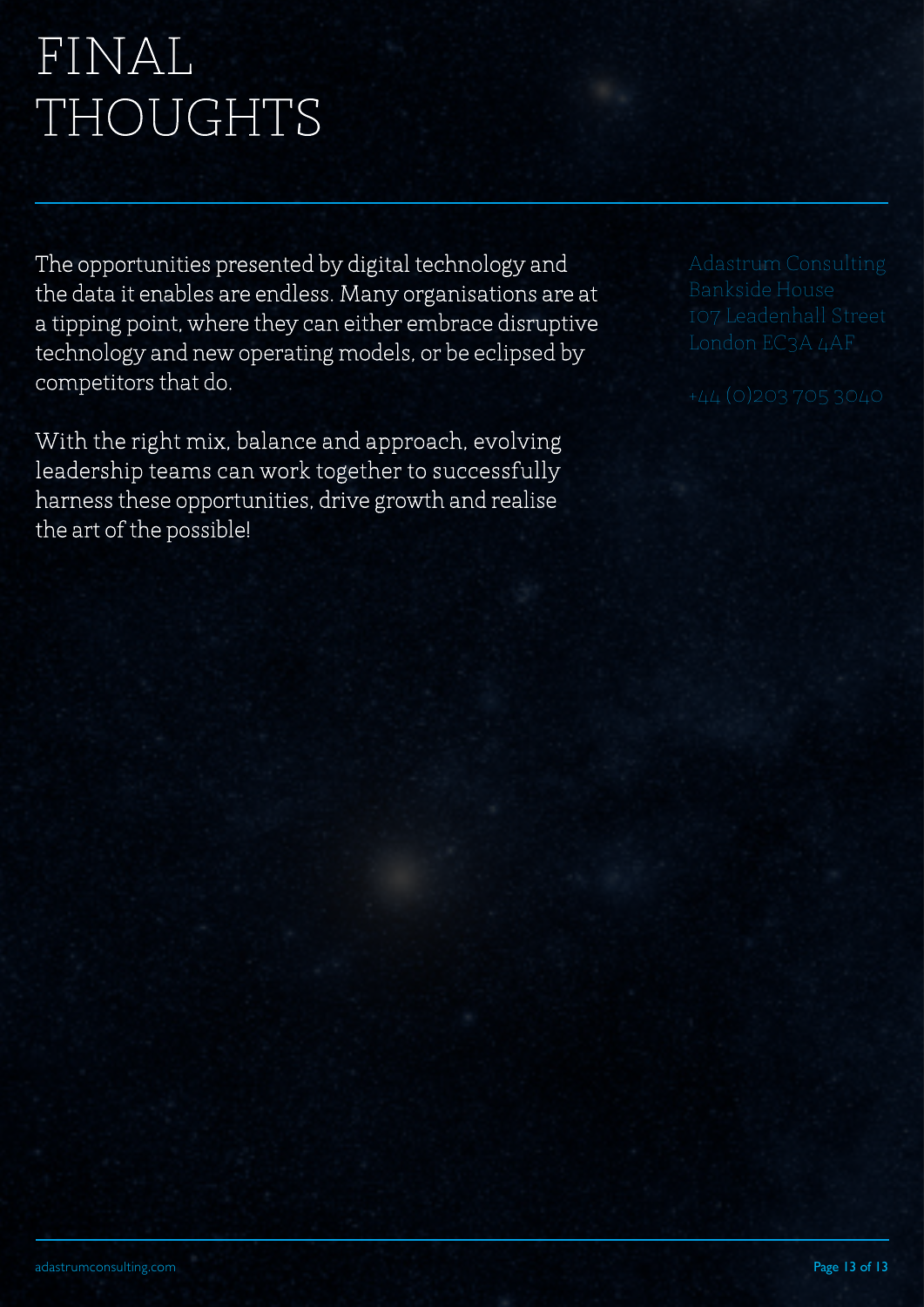# FINAL THOUGHTS

The opportunities presented by digital technology and the data it enables are endless. Many organisations are at a tipping point, where they can either embrace disruptive technology and new operating models, or be eclipsed by competitors that do.

With the right mix, balance and approach, evolving leadership teams can work together to successfully harness these opportunities, drive growth and realise the art of the possible!

Adastrum Consulting
Bankside House
107 Leadenhall Street
London EC3A 4AF

+44 (0)203 705 3040

adastrumconsulting.com